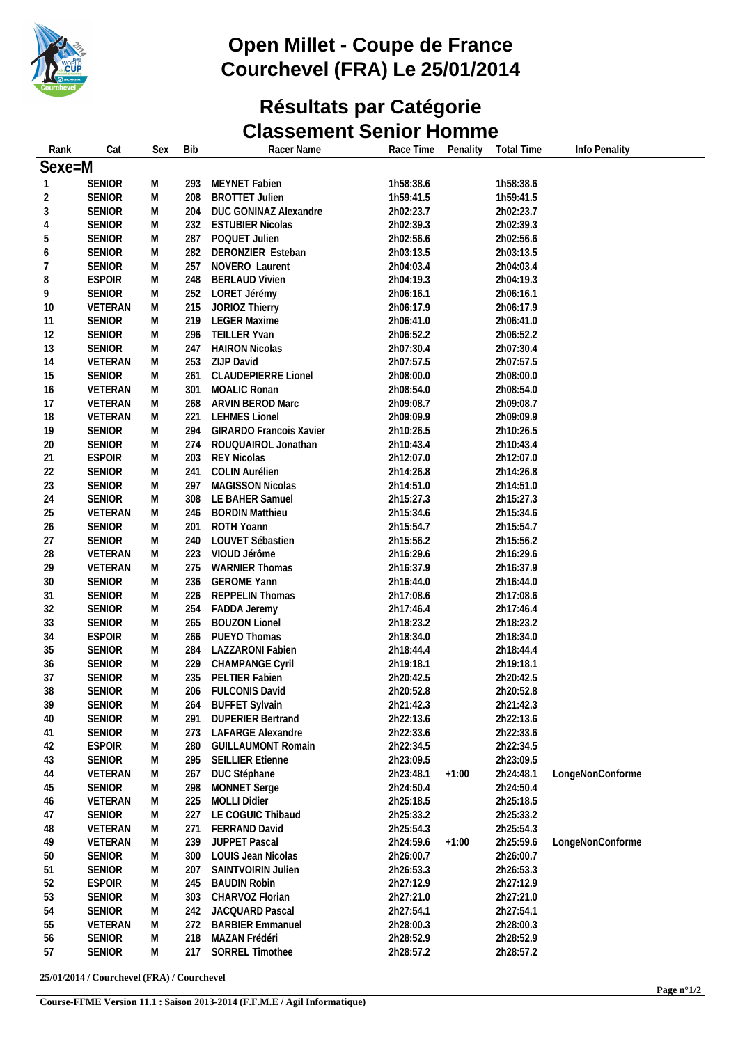# Open Millet - Coupe de France
# Courchevel (FRA) Le 25/01/2014

## Résultats par Catégorie
## Classement Senior Homme

| Rank | Cat | Sex | Bib | Racer Name | Race Time | Penality | Total Time | Info Penality |
|---|---|---|---|---|---|---|---|---|
| **Sexe=M** | | | | | | | | |
| 1 | SENIOR | M | 293 | MEYNET Fabien | 1h58:38.6 | | 1h58:38.6 | |
| 2 | SENIOR | M | 208 | BROTTET Julien | 1h59:41.5 | | 1h59:41.5 | |
| 3 | SENIOR | M | 204 | DUC GONINAZ Alexandre | 2h02:23.7 | | 2h02:23.7 | |
| 4 | SENIOR | M | 232 | ESTUBIER Nicolas | 2h02:39.3 | | 2h02:39.3 | |
| 5 | SENIOR | M | 287 | POQUET Julien | 2h02:56.6 | | 2h02:56.6 | |
| 6 | SENIOR | M | 282 | DERONZIER Esteban | 2h03:13.5 | | 2h03:13.5 | |
| 7 | SENIOR | M | 257 | NOVERO Laurent | 2h04:03.4 | | 2h04:03.4 | |
| 8 | ESPOIR | M | 248 | BERLAUD Vivien | 2h04:19.3 | | 2h04:19.3 | |
| 9 | SENIOR | M | 252 | LORET Jérémy | 2h06:16.1 | | 2h06:16.1 | |
| 10 | VETERAN | M | 215 | JORIOZ Thierry | 2h06:17.9 | | 2h06:17.9 | |
| 11 | SENIOR | M | 219 | LEGER Maxime | 2h06:41.0 | | 2h06:41.0 | |
| 12 | SENIOR | M | 296 | TEILLER Yvan | 2h06:52.2 | | 2h06:52.2 | |
| 13 | SENIOR | M | 247 | HAIRON Nicolas | 2h07:30.4 | | 2h07:30.4 | |
| 14 | VETERAN | M | 253 | ZIJP David | 2h07:57.5 | | 2h07:57.5 | |
| 15 | SENIOR | M | 261 | CLAUDEPIERRE Lionel | 2h08:00.0 | | 2h08:00.0 | |
| 16 | VETERAN | M | 301 | MOALIC Ronan | 2h08:54.0 | | 2h08:54.0 | |
| 17 | VETERAN | M | 268 | ARVIN BEROD Marc | 2h09:08.7 | | 2h09:08.7 | |
| 18 | VETERAN | M | 221 | LEHMES Lionel | 2h09:09.9 | | 2h09:09.9 | |
| 19 | SENIOR | M | 294 | GIRARDO Francois Xavier | 2h10:26.5 | | 2h10:26.5 | |
| 20 | SENIOR | M | 274 | ROUQUAIROL Jonathan | 2h10:43.4 | | 2h10:43.4 | |
| 21 | ESPOIR | M | 203 | REY Nicolas | 2h12:07.0 | | 2h12:07.0 | |
| 22 | SENIOR | M | 241 | COLIN Aurélien | 2h14:26.8 | | 2h14:26.8 | |
| 23 | SENIOR | M | 297 | MAGISSON Nicolas | 2h14:51.0 | | 2h14:51.0 | |
| 24 | SENIOR | M | 308 | LE BAHER Samuel | 2h15:27.3 | | 2h15:27.3 | |
| 25 | VETERAN | M | 246 | BORDIN Matthieu | 2h15:34.6 | | 2h15:34.6 | |
| 26 | SENIOR | M | 201 | ROTH Yoann | 2h15:54.7 | | 2h15:54.7 | |
| 27 | SENIOR | M | 240 | LOUVET Sébastien | 2h15:56.2 | | 2h15:56.2 | |
| 28 | VETERAN | M | 223 | VIOUD Jérôme | 2h16:29.6 | | 2h16:29.6 | |
| 29 | VETERAN | M | 275 | WARNIER Thomas | 2h16:37.9 | | 2h16:37.9 | |
| 30 | SENIOR | M | 236 | GEROME Yann | 2h16:44.0 | | 2h16:44.0 | |
| 31 | SENIOR | M | 226 | REPPELIN Thomas | 2h17:08.6 | | 2h17:08.6 | |
| 32 | SENIOR | M | 254 | FADDA Jeremy | 2h17:46.4 | | 2h17:46.4 | |
| 33 | SENIOR | M | 265 | BOUZON Lionel | 2h18:23.2 | | 2h18:23.2 | |
| 34 | ESPOIR | M | 266 | PUEYO Thomas | 2h18:34.0 | | 2h18:34.0 | |
| 35 | SENIOR | M | 284 | LAZZARONI Fabien | 2h18:44.4 | | 2h18:44.4 | |
| 36 | SENIOR | M | 229 | CHAMPANGE Cyril | 2h19:18.1 | | 2h19:18.1 | |
| 37 | SENIOR | M | 235 | PELTIER Fabien | 2h20:42.5 | | 2h20:42.5 | |
| 38 | SENIOR | M | 206 | FULCONIS David | 2h20:52.8 | | 2h20:52.8 | |
| 39 | SENIOR | M | 264 | BUFFET Sylvain | 2h21:42.3 | | 2h21:42.3 | |
| 40 | SENIOR | M | 291 | DUPERIER Bertrand | 2h22:13.6 | | 2h22:13.6 | |
| 41 | SENIOR | M | 273 | LAFARGE Alexandre | 2h22:33.6 | | 2h22:33.6 | |
| 42 | ESPOIR | M | 280 | GUILLAUMONT Romain | 2h22:34.5 | | 2h22:34.5 | |
| 43 | SENIOR | M | 295 | SEILLIER Etienne | 2h23:09.5 | | 2h23:09.5 | |
| 44 | VETERAN | M | 267 | DUC Stéphane | 2h23:48.1 | +1:00 | 2h24:48.1 | LongeNonConforme |
| 45 | SENIOR | M | 298 | MONNET Serge | 2h24:50.4 | | 2h24:50.4 | |
| 46 | VETERAN | M | 225 | MOLLI Didier | 2h25:18.5 | | 2h25:18.5 | |
| 47 | SENIOR | M | 227 | LE COGUIC Thibaud | 2h25:33.2 | | 2h25:33.2 | |
| 48 | VETERAN | M | 271 | FERRAND David | 2h25:54.3 | | 2h25:54.3 | |
| 49 | VETERAN | M | 239 | JUPPET Pascal | 2h24:59.6 | +1:00 | 2h25:59.6 | LongeNonConforme |
| 50 | SENIOR | M | 300 | LOUIS Jean Nicolas | 2h26:00.7 | | 2h26:00.7 | |
| 51 | SENIOR | M | 207 | SAINTVOIRIN Julien | 2h26:53.3 | | 2h26:53.3 | |
| 52 | ESPOIR | M | 245 | BAUDIN Robin | 2h27:12.9 | | 2h27:12.9 | |
| 53 | SENIOR | M | 303 | CHARVOZ Florian | 2h27:21.0 | | 2h27:21.0 | |
| 54 | SENIOR | M | 242 | JACQUARD Pascal | 2h27:54.1 | | 2h27:54.1 | |
| 55 | VETERAN | M | 272 | BARBIER Emmanuel | 2h28:00.3 | | 2h28:00.3 | |
| 56 | SENIOR | M | 218 | MAZAN Frédéri | 2h28:52.9 | | 2h28:52.9 | |
| 57 | SENIOR | M | 217 | SORREL Timothee | 2h28:57.2 | | 2h28:57.2 | |

25/01/2014 / Courchevel (FRA) / Courchevel

Course-FFME Version 11.1 : Saison 2013-2014 (F.F.M.E / Agil Informatique)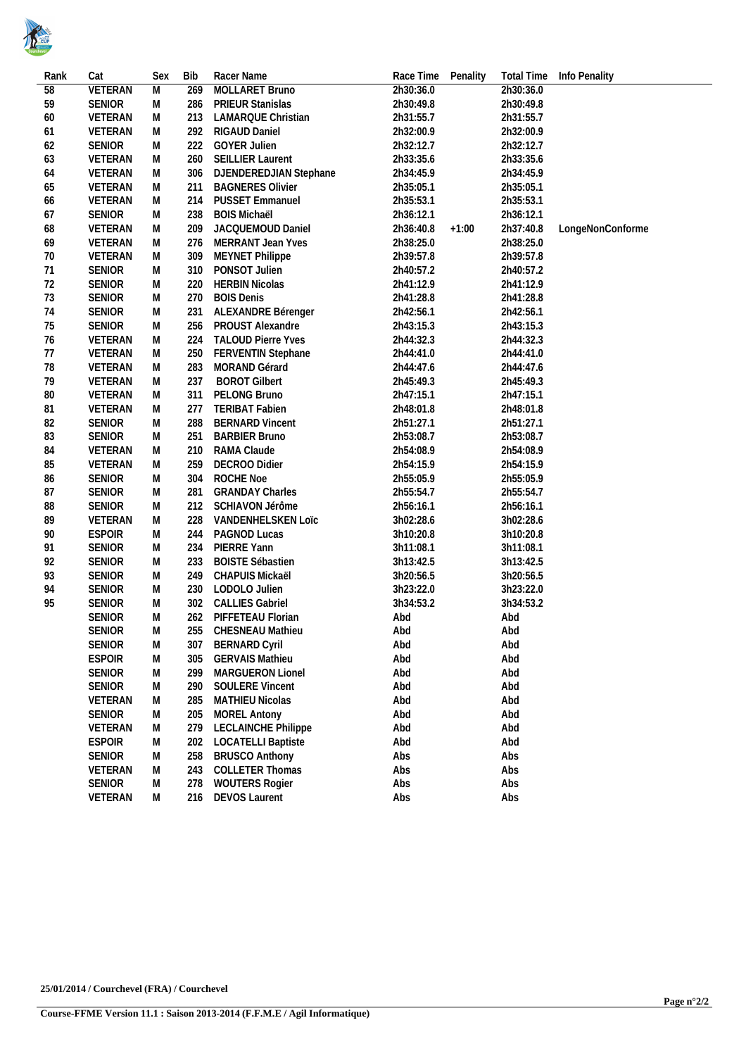| Rank | Cat | Sex | Bib | Racer Name | Race Time | Penality | Total Time | Info Penality |
|---|---|---|---|---|---|---|---|---|
| 58 | VETERAN | M | 269 | MOLLARET Bruno | 2h30:36.0 | | 2h30:36.0 | |
| 59 | SENIOR | M | 286 | PRIEUR Stanislas | 2h30:49.8 | | 2h30:49.8 | |
| 60 | VETERAN | M | 213 | LAMARQUE Christian | 2h31:55.7 | | 2h31:55.7 | |
| 61 | VETERAN | M | 292 | RIGAUD Daniel | 2h32:00.9 | | 2h32:00.9 | |
| 62 | SENIOR | M | 222 | GOYER Julien | 2h32:12.7 | | 2h32:12.7 | |
| 63 | VETERAN | M | 260 | SEILLIER Laurent | 2h33:35.6 | | 2h33:35.6 | |
| 64 | VETERAN | M | 306 | DJENDEREDJIAN Stephane | 2h34:45.9 | | 2h34:45.9 | |
| 65 | VETERAN | M | 211 | BAGNERES Olivier | 2h35:05.1 | | 2h35:05.1 | |
| 66 | VETERAN | M | 214 | PUSSET Emmanuel | 2h35:53.1 | | 2h35:53.1 | |
| 67 | SENIOR | M | 238 | BOIS Michaël | 2h36:12.1 | | 2h36:12.1 | |
| 68 | VETERAN | M | 209 | JACQUEMOUD Daniel | 2h36:40.8 | +1:00 | 2h37:40.8 | LongeNonConforme |
| 69 | VETERAN | M | 276 | MERRANT Jean Yves | 2h38:25.0 | | 2h38:25.0 | |
| 70 | VETERAN | M | 309 | MEYNET Philippe | 2h39:57.8 | | 2h39:57.8 | |
| 71 | SENIOR | M | 310 | PONSOT Julien | 2h40:57.2 | | 2h40:57.2 | |
| 72 | SENIOR | M | 220 | HERBIN Nicolas | 2h41:12.9 | | 2h41:12.9 | |
| 73 | SENIOR | M | 270 | BOIS Denis | 2h41:28.8 | | 2h41:28.8 | |
| 74 | SENIOR | M | 231 | ALEXANDRE Bérenger | 2h42:56.1 | | 2h42:56.1 | |
| 75 | SENIOR | M | 256 | PROUST Alexandre | 2h43:15.3 | | 2h43:15.3 | |
| 76 | VETERAN | M | 224 | TALOUD Pierre Yves | 2h44:32.3 | | 2h44:32.3 | |
| 77 | VETERAN | M | 250 | FERVENTIN Stephane | 2h44:41.0 | | 2h44:41.0 | |
| 78 | VETERAN | M | 283 | MORAND Gérard | 2h44:47.6 | | 2h44:47.6 | |
| 79 | VETERAN | M | 237 | BOROT Gilbert | 2h45:49.3 | | 2h45:49.3 | |
| 80 | VETERAN | M | 311 | PELONG Bruno | 2h47:15.1 | | 2h47:15.1 | |
| 81 | VETERAN | M | 277 | TERIBAT Fabien | 2h48:01.8 | | 2h48:01.8 | |
| 82 | SENIOR | M | 288 | BERNARD Vincent | 2h51:27.1 | | 2h51:27.1 | |
| 83 | SENIOR | M | 251 | BARBIER Bruno | 2h53:08.7 | | 2h53:08.7 | |
| 84 | VETERAN | M | 210 | RAMA Claude | 2h54:08.9 | | 2h54:08.9 | |
| 85 | VETERAN | M | 259 | DECROO Didier | 2h54:15.9 | | 2h54:15.9 | |
| 86 | SENIOR | M | 304 | ROCHE Noe | 2h55:05.9 | | 2h55:05.9 | |
| 87 | SENIOR | M | 281 | GRANDAY Charles | 2h55:54.7 | | 2h55:54.7 | |
| 88 | SENIOR | M | 212 | SCHIAVON Jérôme | 2h56:16.1 | | 2h56:16.1 | |
| 89 | VETERAN | M | 228 | VANDENHELSKEN Loïc | 3h02:28.6 | | 3h02:28.6 | |
| 90 | ESPOIR | M | 244 | PAGNOD Lucas | 3h10:20.8 | | 3h10:20.8 | |
| 91 | SENIOR | M | 234 | PIERRE Yann | 3h11:08.1 | | 3h11:08.1 | |
| 92 | SENIOR | M | 233 | BOISTE Sébastien | 3h13:42.5 | | 3h13:42.5 | |
| 93 | SENIOR | M | 249 | CHAPUIS Mickaël | 3h20:56.5 | | 3h20:56.5 | |
| 94 | SENIOR | M | 230 | LODOLO Julien | 3h23:22.0 | | 3h23:22.0 | |
| 95 | SENIOR | M | 302 | CALLIES Gabriel | 3h34:53.2 | | 3h34:53.2 | |
| | SENIOR | M | 262 | PIFFETEAU Florian | Abd | | Abd | |
| | SENIOR | M | 255 | CHESNEAU Mathieu | Abd | | Abd | |
| | SENIOR | M | 307 | BERNARD Cyril | Abd | | Abd | |
| | ESPOIR | M | 305 | GERVAIS Mathieu | Abd | | Abd | |
| | SENIOR | M | 299 | MARGUERON Lionel | Abd | | Abd | |
| | SENIOR | M | 290 | SOULERE Vincent | Abd | | Abd | |
| | VETERAN | M | 285 | MATHIEU Nicolas | Abd | | Abd | |
| | SENIOR | M | 205 | MOREL Antony | Abd | | Abd | |
| | VETERAN | M | 279 | LECLAINCHE Philippe | Abd | | Abd | |
| | ESPOIR | M | 202 | LOCATELLI Baptiste | Abd | | Abd | |
| | SENIOR | M | 258 | BRUSCO Anthony | Abs | | Abs | |
| | VETERAN | M | 243 | COLLETER Thomas | Abs | | Abs | |
| | SENIOR | M | 278 | WOUTERS Rogier | Abs | | Abs | |
| | VETERAN | M | 216 | DEVOS Laurent | Abs | | Abs | |

**25/01/2014 / Courchevel (FRA) / Courchevel**

**Course-FFME Version 11.1 : Saison 2013-2014 (F.F.M.E / Agil Informatique)**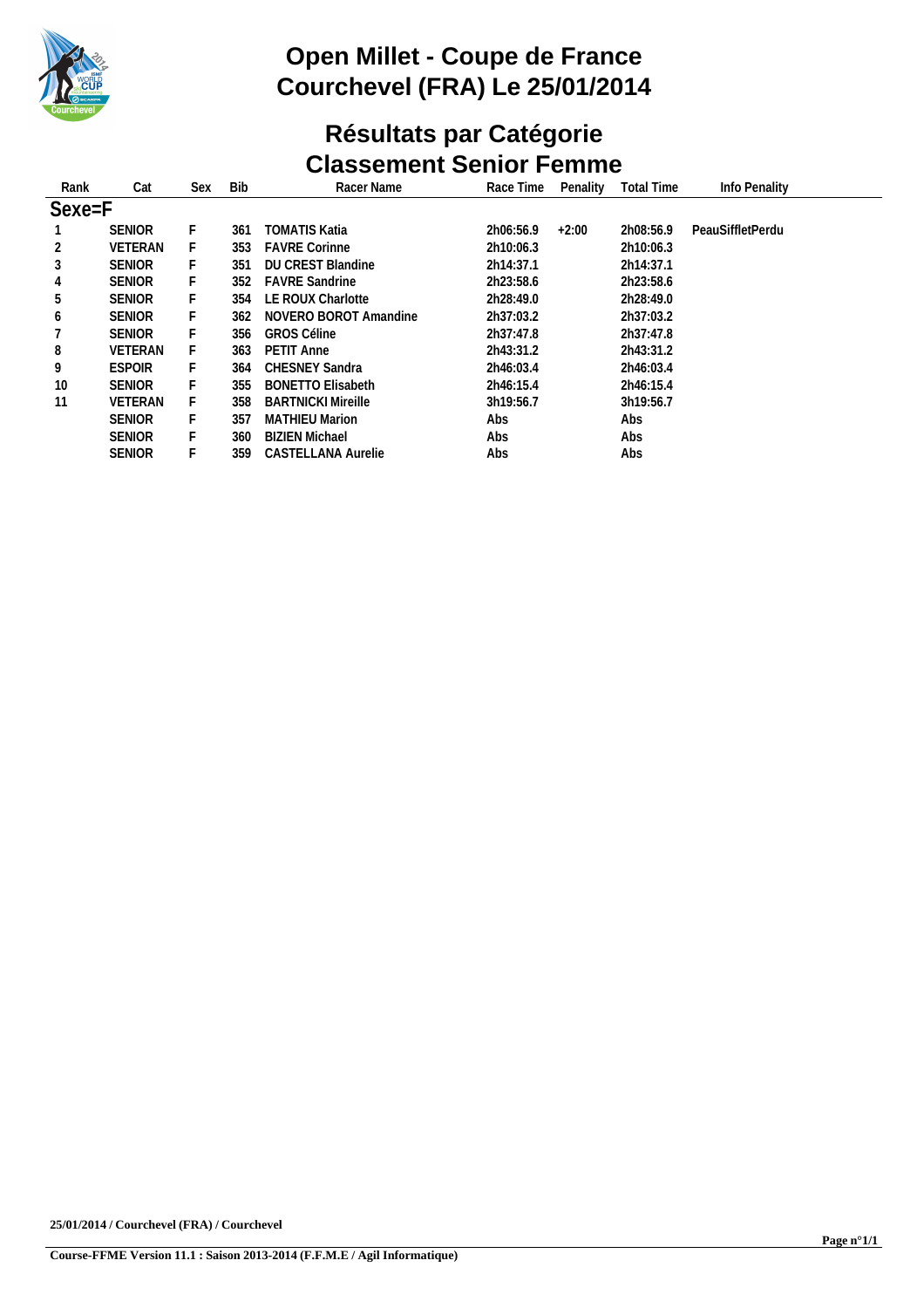# Open Millet - Coupe de France
# Courchevel (FRA) Le 25/01/2014

## Résultats par Catégorie
## Classement Senior Femme

| Rank | Cat | Sex | Bib | Racer Name | Race Time | Penality | Total Time | Info Penality |
|---|---|---|---|---|---|---|---|---|
| **Sexe=F** | | | | | | | | |
| 1 | SENIOR | F | 361 | TOMATIS Katia | 2h06:56.9 | +2:00 | 2h08:56.9 | PeauSiffletPerdu |
| 2 | VETERAN | F | 353 | FAVRE Corinne | 2h10:06.3 | | 2h10:06.3 | |
| 3 | SENIOR | F | 351 | DU CREST Blandine | 2h14:37.1 | | 2h14:37.1 | |
| 4 | SENIOR | F | 352 | FAVRE Sandrine | 2h23:58.6 | | 2h23:58.6 | |
| 5 | SENIOR | F | 354 | LE ROUX Charlotte | 2h28:49.0 | | 2h28:49.0 | |
| 6 | SENIOR | F | 362 | NOVERO BOROT Amandine | 2h37:03.2 | | 2h37:03.2 | |
| 7 | SENIOR | F | 356 | GROS Céline | 2h37:47.8 | | 2h37:47.8 | |
| 8 | VETERAN | F | 363 | PETIT Anne | 2h43:31.2 | | 2h43:31.2 | |
| 9 | ESPOIR | F | 364 | CHESNEY Sandra | 2h46:03.4 | | 2h46:03.4 | |
| 10 | SENIOR | F | 355 | BONETTO Elisabeth | 2h46:15.4 | | 2h46:15.4 | |
| 11 | VETERAN | F | 358 | BARTNICKI Mireille | 3h19:56.7 | | 3h19:56.7 | |
| | SENIOR | F | 357 | MATHIEU Marion | Abs | | Abs | |
| | SENIOR | F | 360 | BIZIEN Michael | Abs | | Abs | |
| | SENIOR | F | 359 | CASTELLANA Aurelie | Abs | | Abs | |

**25/01/2014 / Courchevel (FRA) / Courchevel**

**Course-FFME Version 11.1 : Saison 2013-2014 (F.F.M.E / Agil Informatique)**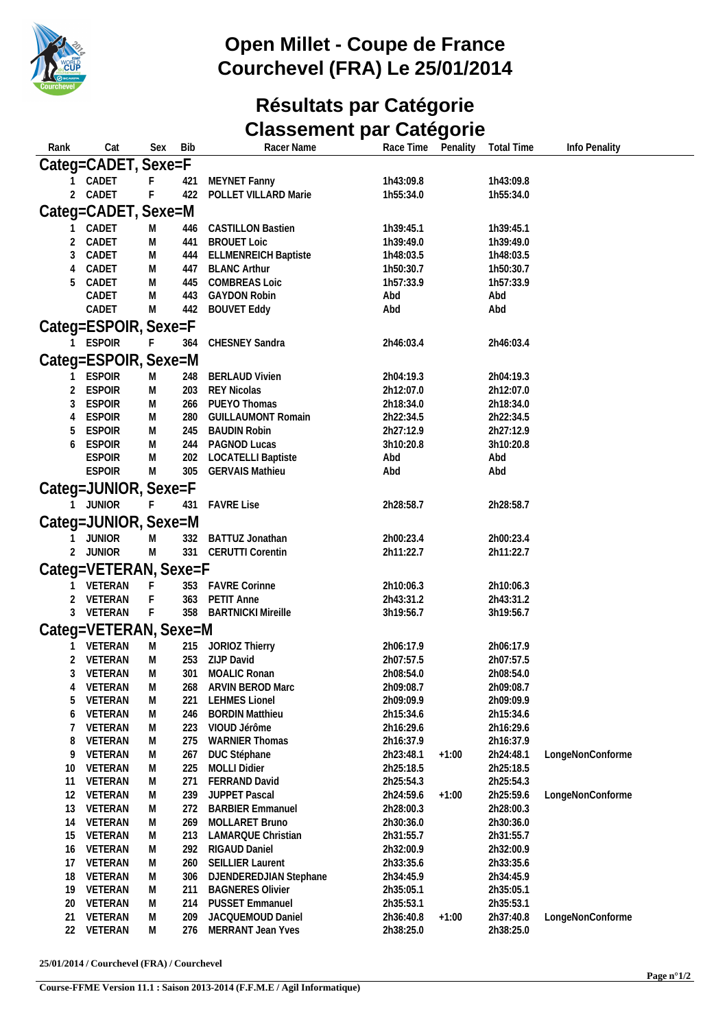# Open Millet - Coupe de France
# Courchevel (FRA) Le 25/01/2014

## Résultats par Catégorie
## Classement par Catégorie

| Rank | Cat | Sex | Bib | Racer Name | Race Time | Penality | Total Time | Info Penality |
|---|---|---|---|---|---|---|---|---|
| **Categ=CADET, Sexe=F** | | | | | | | | |
| 1 | CADET | F | 421 | MEYNET Fanny | 1h43:09.8 | | 1h43:09.8 | |
| 2 | CADET | F | 422 | POLLET VILLARD Marie | 1h55:34.0 | | 1h55:34.0 | |
| **Categ=CADET, Sexe=M** | | | | | | | | |
| 1 | CADET | M | 446 | CASTILLON Bastien | 1h39:45.1 | | 1h39:45.1 | |
| 2 | CADET | M | 441 | BROUET Loic | 1h39:49.0 | | 1h39:49.0 | |
| 3 | CADET | M | 444 | ELLMENREICH Baptiste | 1h48:03.5 | | 1h48:03.5 | |
| 4 | CADET | M | 447 | BLANC Arthur | 1h50:30.7 | | 1h50:30.7 | |
| 5 | CADET | M | 445 | COMBREAS Loic | 1h57:33.9 | | 1h57:33.9 | |
| | CADET | M | 443 | GAYDON Robin | Abd | | Abd | |
| | CADET | M | 442 | BOUVET Eddy | Abd | | Abd | |
| **Categ=ESPOIR, Sexe=F** | | | | | | | | |
| 1 | ESPOIR | F | 364 | CHESNEY Sandra | 2h46:03.4 | | 2h46:03.4 | |
| **Categ=ESPOIR, Sexe=M** | | | | | | | | |
| 1 | ESPOIR | M | 248 | BERLAUD Vivien | 2h04:19.3 | | 2h04:19.3 | |
| 2 | ESPOIR | M | 203 | REY Nicolas | 2h12:07.0 | | 2h12:07.0 | |
| 3 | ESPOIR | M | 266 | PUEYO Thomas | 2h18:34.0 | | 2h18:34.0 | |
| 4 | ESPOIR | M | 280 | GUILLAUMONT Romain | 2h22:34.5 | | 2h22:34.5 | |
| 5 | ESPOIR | M | 245 | BAUDIN Robin | 2h27:12.9 | | 2h27:12.9 | |
| 6 | ESPOIR | M | 244 | PAGNOD Lucas | 3h10:20.8 | | 3h10:20.8 | |
| | ESPOIR | M | 202 | LOCATELLI Baptiste | Abd | | Abd | |
| | ESPOIR | M | 305 | GERVAIS Mathieu | Abd | | Abd | |
| **Categ=JUNIOR, Sexe=F** | | | | | | | | |
| 1 | JUNIOR | F | 431 | FAVRE Lise | 2h28:58.7 | | 2h28:58.7 | |
| **Categ=JUNIOR, Sexe=M** | | | | | | | | |
| 1 | JUNIOR | M | 332 | BATTUZ Jonathan | 2h00:23.4 | | 2h00:23.4 | |
| 2 | JUNIOR | M | 331 | CERUTTI Corentin | 2h11:22.7 | | 2h11:22.7 | |
| **Categ=VETERAN, Sexe=F** | | | | | | | | |
| 1 | VETERAN | F | 353 | FAVRE Corinne | 2h10:06.3 | | 2h10:06.3 | |
| 2 | VETERAN | F | 363 | PETIT Anne | 2h43:31.2 | | 2h43:31.2 | |
| 3 | VETERAN | F | 358 | BARTNICKI Mireille | 3h19:56.7 | | 3h19:56.7 | |
| **Categ=VETERAN, Sexe=M** | | | | | | | | |
| 1 | VETERAN | M | 215 | JORIOZ Thierry | 2h06:17.9 | | 2h06:17.9 | |
| 2 | VETERAN | M | 253 | ZIJP David | 2h07:57.5 | | 2h07:57.5 | |
| 3 | VETERAN | M | 301 | MOALIC Ronan | 2h08:54.0 | | 2h08:54.0 | |
| 4 | VETERAN | M | 268 | ARVIN BEROD Marc | 2h09:08.7 | | 2h09:08.7 | |
| 5 | VETERAN | M | 221 | LEHMES Lionel | 2h09:09.9 | | 2h09:09.9 | |
| 6 | VETERAN | M | 246 | BORDIN Matthieu | 2h15:34.6 | | 2h15:34.6 | |
| 7 | VETERAN | M | 223 | VIOUD Jérôme | 2h16:29.6 | | 2h16:29.6 | |
| 8 | VETERAN | M | 275 | WARNIER Thomas | 2h16:37.9 | | 2h16:37.9 | |
| 9 | VETERAN | M | 267 | DUC Stéphane | 2h23:48.1 | +1:00 | 2h24:48.1 | LongeNonConforme |
| 10 | VETERAN | M | 225 | MOLLI Didier | 2h25:18.5 | | 2h25:18.5 | |
| 11 | VETERAN | M | 271 | FERRAND David | 2h25:54.3 | | 2h25:54.3 | |
| 12 | VETERAN | M | 239 | JUPPET Pascal | 2h24:59.6 | +1:00 | 2h25:59.6 | LongeNonConforme |
| 13 | VETERAN | M | 272 | BARBIER Emmanuel | 2h28:00.3 | | 2h28:00.3 | |
| 14 | VETERAN | M | 269 | MOLLARET Bruno | 2h30:36.0 | | 2h30:36.0 | |
| 15 | VETERAN | M | 213 | LAMARQUE Christian | 2h31:55.7 | | 2h31:55.7 | |
| 16 | VETERAN | M | 292 | RIGAUD Daniel | 2h32:00.9 | | 2h32:00.9 | |
| 17 | VETERAN | M | 260 | SEILLIER Laurent | 2h33:35.6 | | 2h33:35.6 | |
| 18 | VETERAN | M | 306 | DJENDEREDJIAN Stephane | 2h34:45.9 | | 2h34:45.9 | |
| 19 | VETERAN | M | 211 | BAGNERES Olivier | 2h35:05.1 | | 2h35:05.1 | |
| 20 | VETERAN | M | 214 | PUSSET Emmanuel | 2h35:53.1 | | 2h35:53.1 | |
| 21 | VETERAN | M | 209 | JACQUEMOUD Daniel | 2h36:40.8 | +1:00 | 2h37:40.8 | LongeNonConforme |
| 22 | VETERAN | M | 276 | MERRANT Jean Yves | 2h38:25.0 | | 2h38:25.0 | |

25/01/2014 / Courchevel (FRA) / Courchevel

Course-FFME Version 11.1 : Saison 2013-2014 (F.F.M.E / Agil Informatique)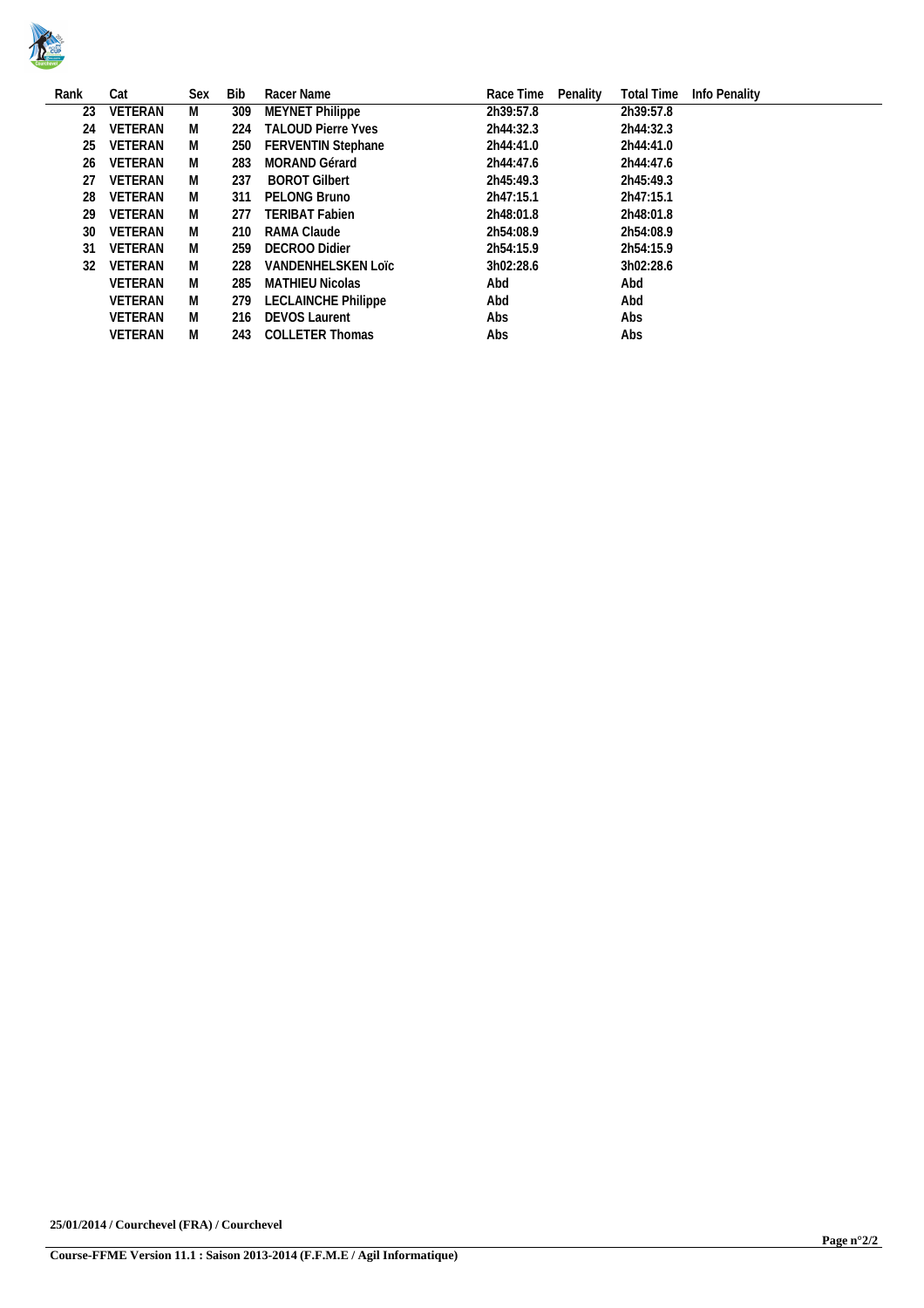| Rank | Cat | Sex | Bib | Racer Name | Race Time | Penality | Total Time | Info Penality |
|---|---|---|---|---|---|---|---|---|
| 23 | VETERAN | M | 309 | MEYNET Philippe | 2h39:57.8 | | 2h39:57.8 | |
| 24 | VETERAN | M | 224 | TALOUD Pierre Yves | 2h44:32.3 | | 2h44:32.3 | |
| 25 | VETERAN | M | 250 | FERVENTIN Stephane | 2h44:41.0 | | 2h44:41.0 | |
| 26 | VETERAN | M | 283 | MORAND Gérard | 2h44:47.6 | | 2h44:47.6 | |
| 27 | VETERAN | M | 237 | BOROT Gilbert | 2h45:49.3 | | 2h45:49.3 | |
| 28 | VETERAN | M | 311 | PELONG Bruno | 2h47:15.1 | | 2h47:15.1 | |
| 29 | VETERAN | M | 277 | TERIBAT Fabien | 2h48:01.8 | | 2h48:01.8 | |
| 30 | VETERAN | M | 210 | RAMA Claude | 2h54:08.9 | | 2h54:08.9 | |
| 31 | VETERAN | M | 259 | DECROO Didier | 2h54:15.9 | | 2h54:15.9 | |
| 32 | VETERAN | M | 228 | VANDENHELSKEN Loïc | 3h02:28.6 | | 3h02:28.6 | |
| | VETERAN | M | 285 | MATHIEU Nicolas | Abd | | Abd | |
| | VETERAN | M | 279 | LECLAINCHE Philippe | Abd | | Abd | |
| | VETERAN | M | 216 | DEVOS Laurent | Abs | | Abs | |
| | VETERAN | M | 243 | COLLETER Thomas | Abs | | Abs | |

**25/01/2014 / Courchevel (FRA) / Courchevel**

**Course-FFME Version 11.1 : Saison 2013-2014 (F.F.M.E / Agil Informatique)**